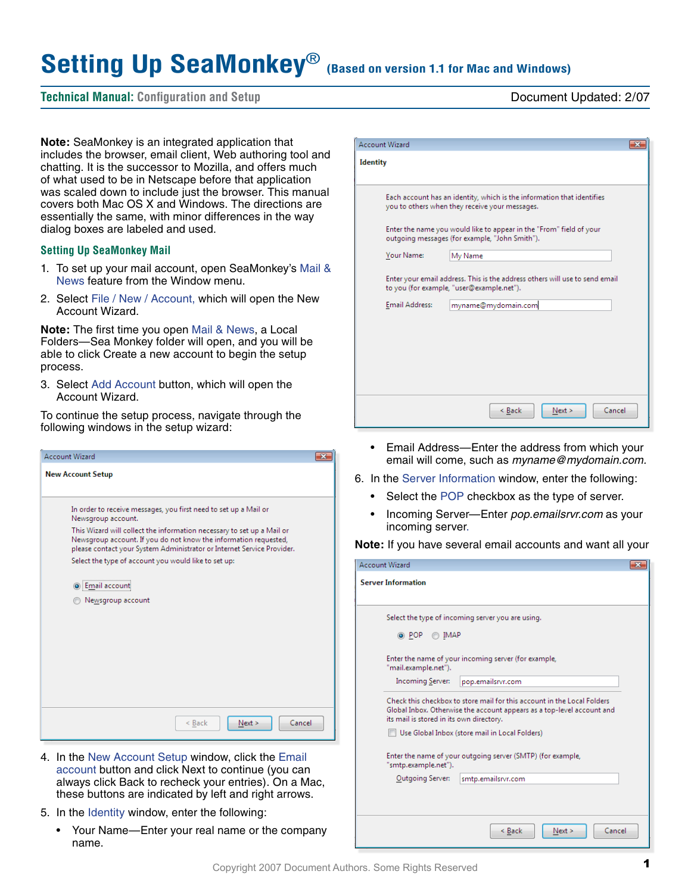# Setting Up SeaMonkey® (Based on version 1.1 for Mac and Windows)

**Technical Manual:** Configuration and Setup — Document Updated: 2/07

**Note:** SeaMonkey is an integrated application that includes the browser, email client, Web authoring tool and chatting. It is the successor to Mozilla, and offers much of what used to be in Netscape before that application was scaled down to include just the browser. This manual covers both Mac OS X and Windows. The directions are essentially the same, with minor differences in the way dialog boxes are labeled and used.

## Setting Up SeaMonkey Mail

1. To set up your mail account, open SeaMonkey's Mail & News feature from the Window menu.
2. Select File / New / Account, which will open the New Account Wizard.

**Note:** The first time you open Mail & News, a Local Folders—Sea Monkey folder will open, and you will be able to click Create a new account to begin the setup process.

3. Select Add Account button, which will open the Account Wizard.

To continue the setup process, navigate through the following windows in the setup wizard:

4. In the New Account Setup window, click the Email account button and click Next to continue (you can always click Back to recheck your entries). On a Mac, these buttons are indicated by left and right arrows.
5. In the Identity window, enter the following:
   - Your Name—Enter your real name or the company name.
   - Email Address—Enter the address from which your email will come, such as *myname@mydomain.com.*
6. In the Server Information window, enter the following:
   - Select the POP checkbox as the type of server.
   - Incoming Server—Enter *pop.emailsrvr.com* as your incoming server.

**Note:** If you have several email accounts and want all your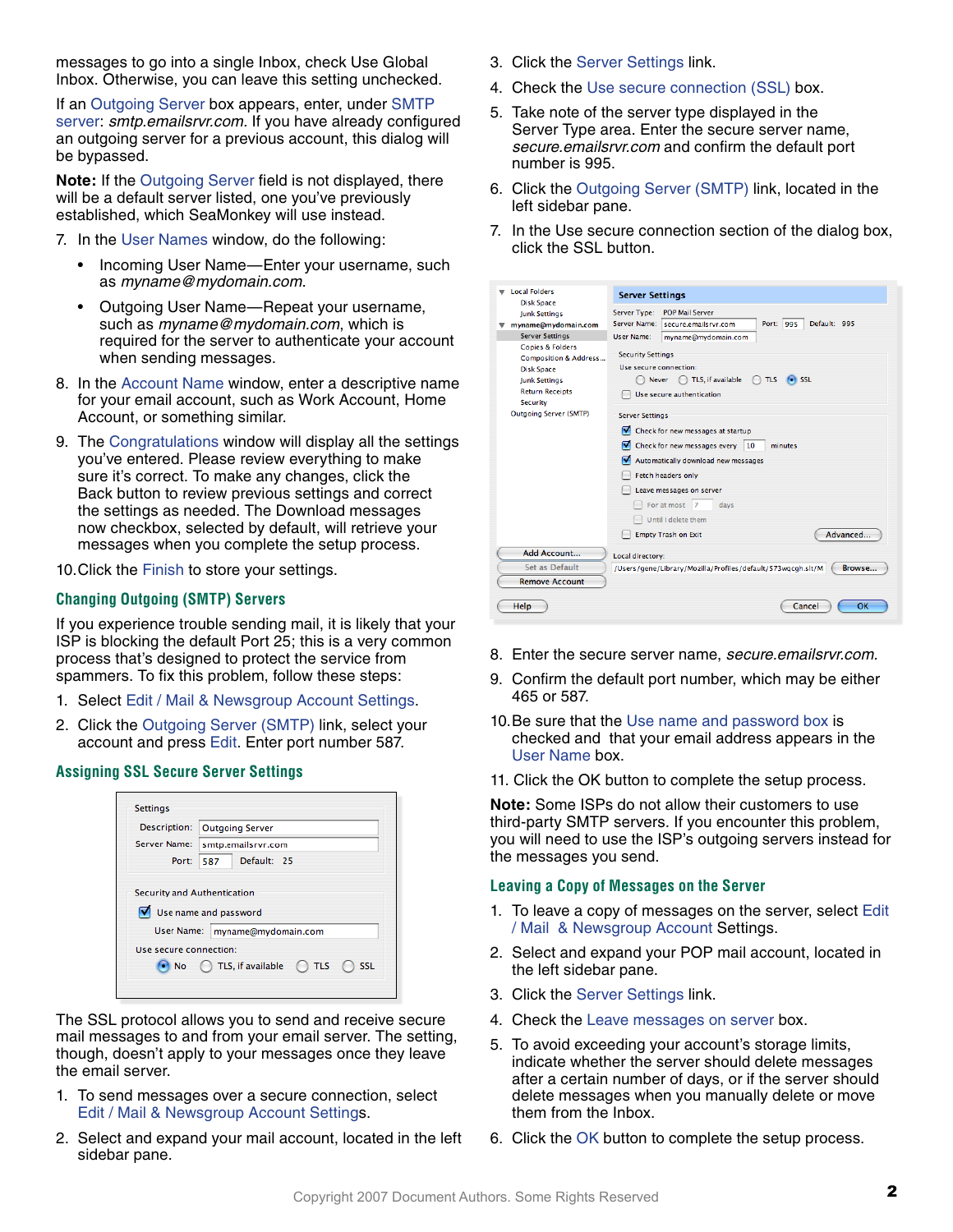messages to go into a single Inbox, check Use Global Inbox. Otherwise, you can leave this setting unchecked.

If an Outgoing Server box appears, enter, under SMTP server: *smtp.emailsrvr.com.* If you have already configured an outgoing server for a previous account, this dialog will be bypassed.

**Note:** If the Outgoing Server field is not displayed, there will be a default server listed, one you've previously established, which SeaMonkey will use instead.

7. In the User Names window, do the following:
   - Incoming User Name—Enter your username, such as *myname@mydomain.com*.
   - Outgoing User Name—Repeat your username, such as *myname@mydomain.com*, which is required for the server to authenticate your account when sending messages.
8. In the Account Name window, enter a descriptive name for your email account, such as Work Account, Home Account, or something similar.
9. The Congratulations window will display all the settings you've entered. Please review everything to make sure it's correct. To make any changes, click the Back button to review previous settings and correct the settings as needed. The Download messages now checkbox, selected by default, will retrieve your messages when you complete the setup process.
10. Click the Finish to store your settings.

## Changing Outgoing (SMTP) Servers

If you experience trouble sending mail, it is likely that your ISP is blocking the default Port 25; this is a very common process that's designed to protect the service from spammers. To fix this problem, follow these steps:

1. Select Edit / Mail & Newsgroup Account Settings.
2. Click the Outgoing Server (SMTP) link, select your account and press Edit. Enter port number 587.

## Assigning SSL Secure Server Settings

Settings
Description: Outgoing Server
Server Name: smtp.emailsrvr.com
Port: 587 Default: 25
Security and Authentication
Use name and password
User Name: myname@mydomain.com
Use secure connection:
No TLS, if available TLS SSL

The SSL protocol allows you to send and receive secure mail messages to and from your email server. The setting, though, doesn't apply to your messages once they leave the email server.

1. To send messages over a secure connection, select Edit / Mail & Newsgroup Account Settings.
2. Select and expand your mail account, located in the left sidebar pane.
3. Click the Server Settings link.
4. Check the Use secure connection (SSL) box.
5. Take note of the server type displayed in the Server Type area. Enter the secure server name, *secure.emailsrvr.com* and confirm the default port number is 995.
6. Click the Outgoing Server (SMTP) link, located in the left sidebar pane.
7. In the Use secure connection section of the dialog box, click the SSL button.

Local Folders
Disk Space
Junk Settings
myname@mydomain.com
Server Settings
Copies & Folders
Composition & Address...
Disk Space
Junk Settings
Return Receipts
Security
Outgoing Server (SMTP)
Server Settings
Server Type: POP Mail Server
Server Name: secure.emailsrvr.com Port: 995 Default: 995
User Name: myname@mydomain.com
Security Settings
Use secure connection:
Never TLS, if available TLS SSL
Use secure authentication
Server Settings
Check for new messages at startup
Check for new messages every 10 minutes
Automatically download new messages
Fetch headers only
Leave messages on server
For at most 7 days
Until I delete them
Empty Trash on Exit
Advanced...
Add Account...
Set as Default
Remove Account
Local directory:
/Users/gene/Library/Mozilla/Profiles/default/573wqcgh.slt/M
Browse...
Help
Cancel
OK

8. Enter the secure server name, *secure.emailsrvr.com.*
9. Confirm the default port number, which may be either 465 or 587.
10. Be sure that the Use name and password box is checked and that your email address appears in the User Name box.
11. Click the OK button to complete the setup process.

**Note:** Some ISPs do not allow their customers to use third-party SMTP servers. If you encounter this problem, you will need to use the ISP's outgoing servers instead for the messages you send.

## Leaving a Copy of Messages on the Server

1. To leave a copy of messages on the server, select Edit / Mail & Newsgroup Account Settings.
2. Select and expand your POP mail account, located in the left sidebar pane.
3. Click the Server Settings link.
4. Check the Leave messages on server box.
5. To avoid exceeding your account's storage limits, indicate whether the server should delete messages after a certain number of days, or if the server should delete messages when you manually delete or move them from the Inbox.
6. Click the OK button to complete the setup process.

Copyright 2007 Document Authors. Some Rights Reserved